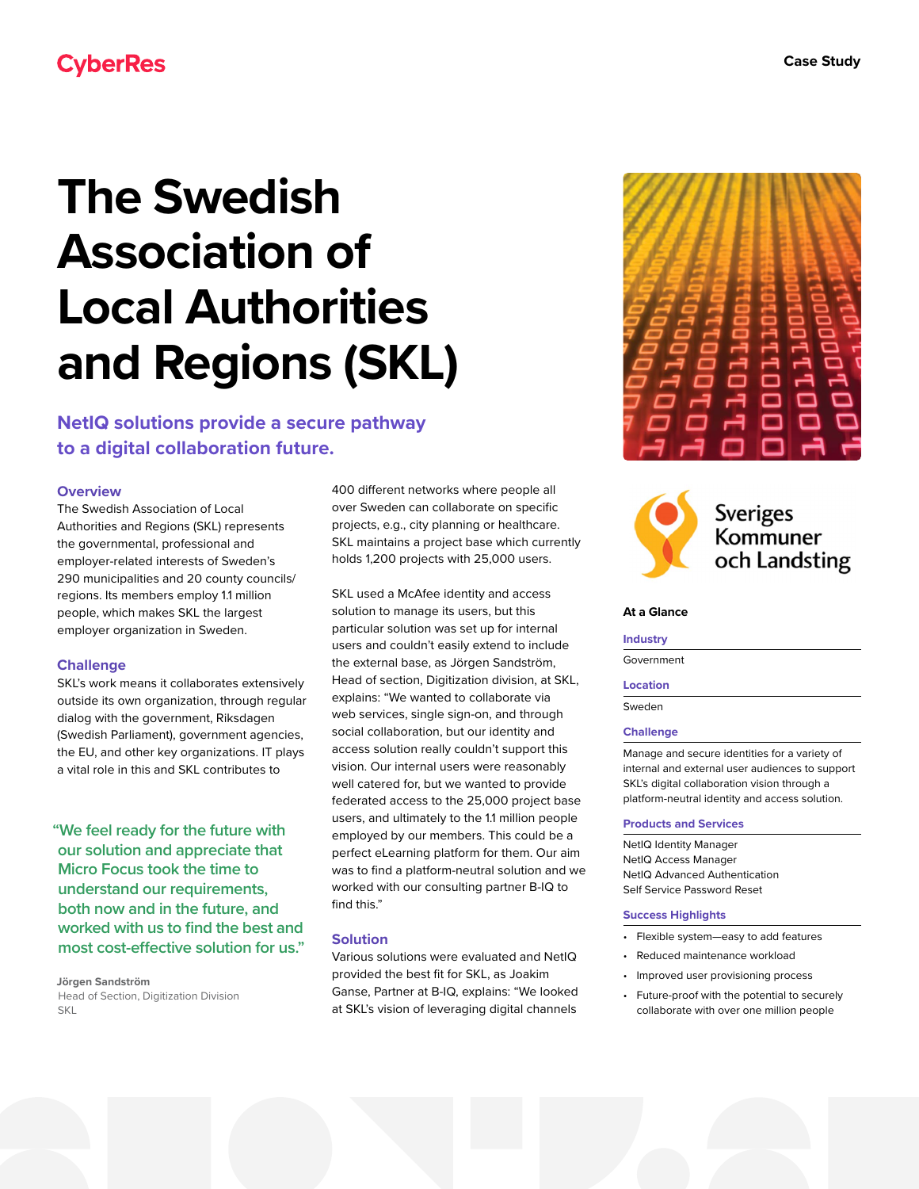CyberRes

Case Study

# The Swedish Association of Local Authorities and Regions (SKL)

## NetIQ solutions provide a secure pathway to a digital collaboration future.

### Overview

The Swedish Association of Local Authorities and Regions (SKL) represents the governmental, professional and employer-related interests of Sweden's 290 municipalities and 20 county councils/ regions. Its members employ 1.1 million people, which makes SKL the largest employer organization in Sweden.

### Challenge

SKL's work means it collaborates extensively outside its own organization, through regular dialog with the government, Riksdagen (Swedish Parliament), government agencies, the EU, and other key organizations. IT plays a vital role in this and SKL contributes to 400 different networks where people all over Sweden can collaborate on specific projects, e.g., city planning or healthcare. SKL maintains a project base which currently holds 1,200 projects with 25,000 users.

> "We feel ready for the future with our solution and appreciate that Micro Focus took the time to understand our requirements, both now and in the future, and worked with us to find the best and most cost-effective solution for us."
>
> **Jörgen Sandström**
> Head of Section, Digitization Division
> SKL

SKL used a McAfee identity and access solution to manage its users, but this particular solution was set up for internal users and couldn't easily extend to include the external base, as Jörgen Sandström, Head of section, Digitization division, at SKL, explains: "We wanted to collaborate via web services, single sign-on, and through social collaboration, but our identity and access solution really couldn't support this vision. Our internal users were reasonably well catered for, but we wanted to provide federated access to the 25,000 project base users, and ultimately to the 1.1 million people employed by our members. This could be a perfect eLearning platform for them. Our aim was to find a platform-neutral solution and we worked with our consulting partner B-IQ to find this."

### Solution

Various solutions were evaluated and NetIQ provided the best fit for SKL, as Joakim Ganse, Partner at B-IQ, explains: "We looked at SKL's vision of leveraging digital channels

Sveriges Kommuner och Landsting

### At a Glance

**Industry**

Government

**Location**

Sweden

**Challenge**

Manage and secure identities for a variety of internal and external user audiences to support SKL's digital collaboration vision through a platform-neutral identity and access solution.

**Products and Services**

NetIQ Identity Manager
NetIQ Access Manager
NetIQ Advanced Authentication
Self Service Password Reset

**Success Highlights**

- Flexible system—easy to add features
- Reduced maintenance workload
- Improved user provisioning process
- Future-proof with the potential to securely collaborate with over one million people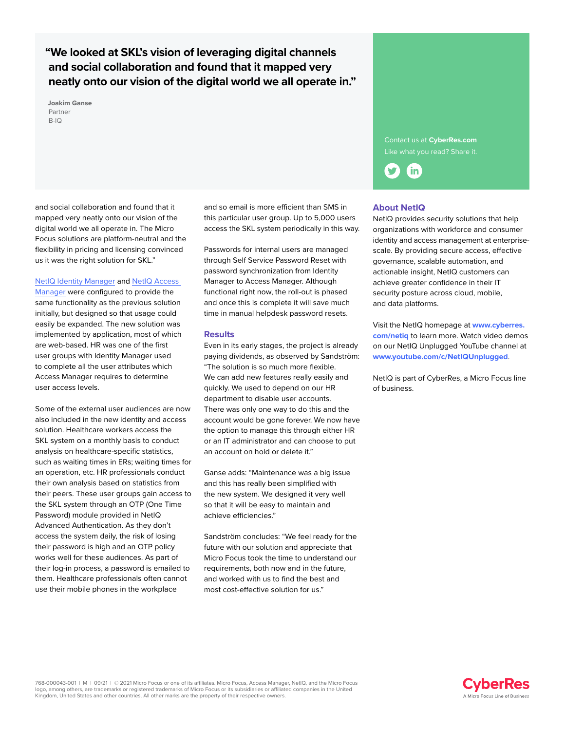> **"We looked at SKL's vision of leveraging digital channels and social collaboration and found that it mapped very neatly onto our vision of the digital world we all operate in."**
>
> **Joakim Ganse**
> Partner
> B-IQ

Contact us at **CyberRes.com**

Like what you read? Share it.

and social collaboration and found that it mapped very neatly onto our vision of the digital world we all operate in. The Micro Focus solutions are platform-neutral and the flexibility in pricing and licensing convinced us it was the right solution for SKL."

NetIQ Identity Manager and NetIQ Access Manager were configured to provide the same functionality as the previous solution initially, but designed so that usage could easily be expanded. The new solution was implemented by application, most of which are web-based. HR was one of the first user groups with Identity Manager used to complete all the user attributes which Access Manager requires to determine user access levels.

Some of the external user audiences are now also included in the new identity and access solution. Healthcare workers access the SKL system on a monthly basis to conduct analysis on healthcare-specific statistics, such as waiting times in ERs; waiting times for an operation, etc. HR professionals conduct their own analysis based on statistics from their peers. These user groups gain access to the SKL system through an OTP (One Time Password) module provided in NetIQ Advanced Authentication. As they don't access the system daily, the risk of losing their password is high and an OTP policy works well for these audiences. As part of their log-in process, a password is emailed to them. Healthcare professionals often cannot use their mobile phones in the workplace and so email is more efficient than SMS in this particular user group. Up to 5,000 users access the SKL system periodically in this way.

Passwords for internal users are managed through Self Service Password Reset with password synchronization from Identity Manager to Access Manager. Although functional right now, the roll-out is phased and once this is complete it will save much time in manual helpdesk password resets.

## Results

Even in its early stages, the project is already paying dividends, as observed by Sandström: "The solution is so much more flexible. We can add new features really easily and quickly. We used to depend on our HR department to disable user accounts. There was only one way to do this and the account would be gone forever. We now have the option to manage this through either HR or an IT administrator and can choose to put an account on hold or delete it."

Ganse adds: "Maintenance was a big issue and this has really been simplified with the new system. We designed it very well so that it will be easy to maintain and achieve efficiencies."

Sandström concludes: "We feel ready for the future with our solution and appreciate that Micro Focus took the time to understand our requirements, both now and in the future, and worked with us to find the best and most cost-effective solution for us."

## About NetIQ

NetIQ provides security solutions that help organizations with workforce and consumer identity and access management at enterprise-scale. By providing secure access, effective governance, scalable automation, and actionable insight, NetIQ customers can achieve greater confidence in their IT security posture across cloud, mobile, and data platforms.

Visit the NetIQ homepage at **www.cyberres.com/netiq** to learn more. Watch video demos on our NetIQ Unplugged YouTube channel at **www.youtube.com/c/NetIQUnplugged**.

NetIQ is part of CyberRes, a Micro Focus line of business.

768-000043-001 | M | 09/21 | © 2021 Micro Focus or one of its affiliates. Micro Focus, Access Manager, NetIQ, and the Micro Focus logo, among others, are trademarks or registered trademarks of Micro Focus or its subsidiaries or affiliated companies in the United Kingdom, United States and other countries. All other marks are the property of their respective owners.

CyberRes
A Micro Focus Line of Business